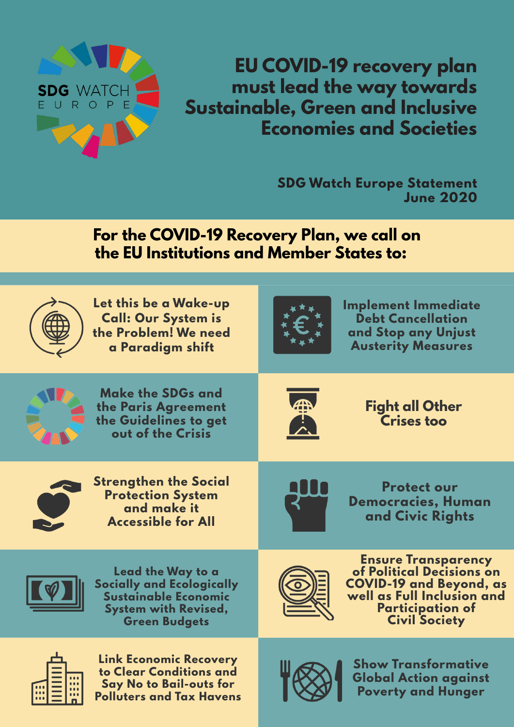SDG WATCH EUROPE

# EU COVID-19 recovery plan must lead the way towards Sustainable, Green and Inclusive Economies and Societies

**SDG Watch Europe Statement**
**June 2020**

## For the COVID-19 Recovery Plan, we call on the EU Institutions and Member States to:

- **Let this be a Wake-up Call: Our System is the Problem! We need a Paradigm shift**
- **Implement Immediate Debt Cancellation and Stop any Unjust Austerity Measures**
- **Make the SDGs and the Paris Agreement the Guidelines to get out of the Crisis**
- **Fight all Other Crises too**
- **Strengthen the Social Protection System and make it Accessible for All**
- **Protect our Democracies, Human and Civic Rights**
- **Lead the Way to a Socially and Ecologically Sustainable Economic System with Revised, Green Budgets**
- **Ensure Transparency of Political Decisions on COVID-19 and Beyond, as well as Full Inclusion and Participation of Civil Society**
- **Link Economic Recovery to Clear Conditions and Say No to Bail-outs for Polluters and Tax Havens**
- **Show Transformative Global Action against Poverty and Hunger**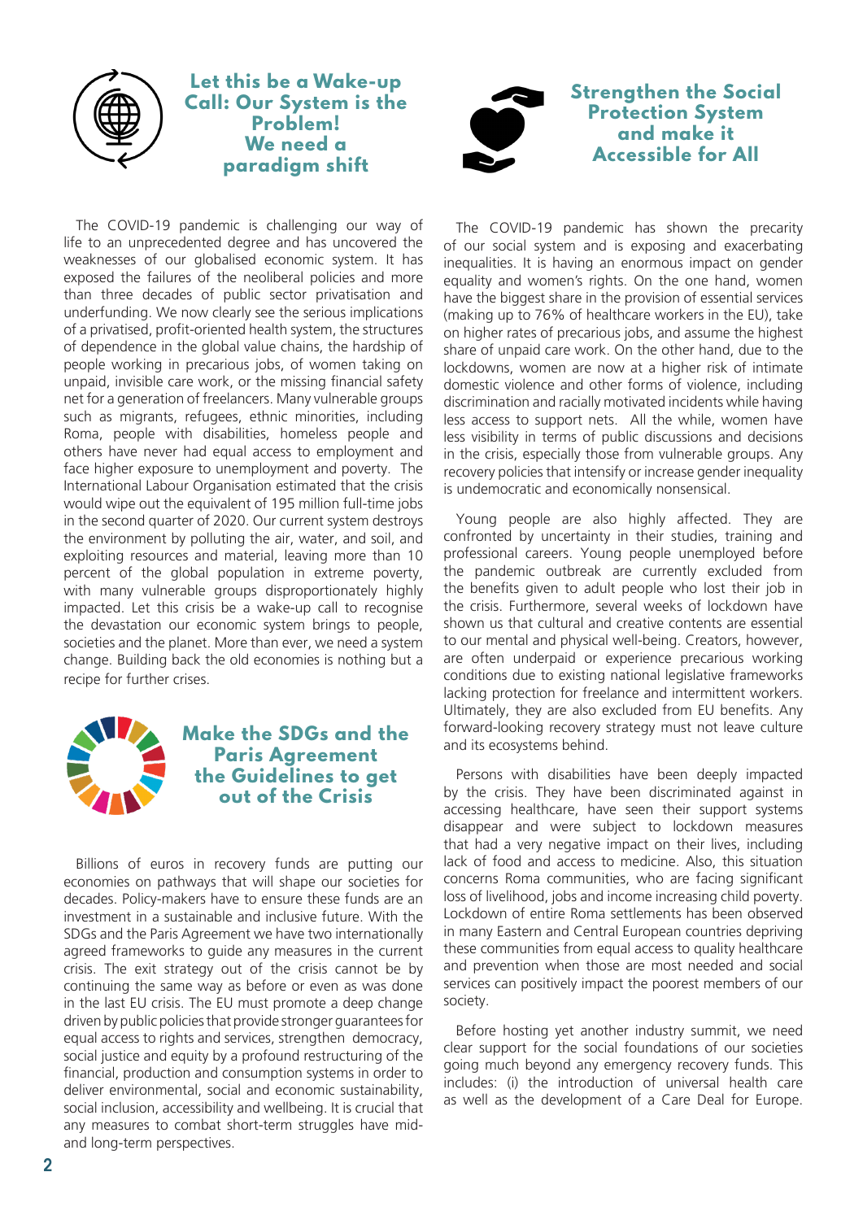## Let this be a Wake-up Call: Our System is the Problem! We need a paradigm shift

The COVID-19 pandemic is challenging our way of life to an unprecedented degree and has uncovered the weaknesses of our globalised economic system. It has exposed the failures of the neoliberal policies and more than three decades of public sector privatisation and underfunding. We now clearly see the serious implications of a privatised, profit-oriented health system, the structures of dependence in the global value chains, the hardship of people working in precarious jobs, of women taking on unpaid, invisible care work, or the missing financial safety net for a generation of freelancers. Many vulnerable groups such as migrants, refugees, ethnic minorities, including Roma, people with disabilities, homeless people and others have never had equal access to employment and face higher exposure to unemployment and poverty. The International Labour Organisation estimated that the crisis would wipe out the equivalent of 195 million full-time jobs in the second quarter of 2020. Our current system destroys the environment by polluting the air, water, and soil, and exploiting resources and material, leaving more than 10 percent of the global population in extreme poverty, with many vulnerable groups disproportionately highly impacted. Let this crisis be a wake-up call to recognise the devastation our economic system brings to people, societies and the planet. More than ever, we need a system change. Building back the old economies is nothing but a recipe for further crises.

## Make the SDGs and the Paris Agreement the Guidelines to get out of the Crisis

Billions of euros in recovery funds are putting our economies on pathways that will shape our societies for decades. Policy-makers have to ensure these funds are an investment in a sustainable and inclusive future. With the SDGs and the Paris Agreement we have two internationally agreed frameworks to guide any measures in the current crisis. The exit strategy out of the crisis cannot be by continuing the same way as before or even as was done in the last EU crisis. The EU must promote a deep change driven by public policies that provide stronger guarantees for equal access to rights and services, strengthen democracy, social justice and equity by a profound restructuring of the financial, production and consumption systems in order to deliver environmental, social and economic sustainability, social inclusion, accessibility and wellbeing. It is crucial that any measures to combat short-term struggles have mid- and long-term perspectives.

## Strengthen the Social Protection System and make it Accessible for All

The COVID-19 pandemic has shown the precarity of our social system and is exposing and exacerbating inequalities. It is having an enormous impact on gender equality and women's rights. On the one hand, women have the biggest share in the provision of essential services (making up to 76% of healthcare workers in the EU), take on higher rates of precarious jobs, and assume the highest share of unpaid care work. On the other hand, due to the lockdowns, women are now at a higher risk of intimate domestic violence and other forms of violence, including discrimination and racially motivated incidents while having less access to support nets. All the while, women have less visibility in terms of public discussions and decisions in the crisis, especially those from vulnerable groups. Any recovery policies that intensify or increase gender inequality is undemocratic and economically nonsensical.

Young people are also highly affected. They are confronted by uncertainty in their studies, training and professional careers. Young people unemployed before the pandemic outbreak are currently excluded from the benefits given to adult people who lost their job in the crisis. Furthermore, several weeks of lockdown have shown us that cultural and creative contents are essential to our mental and physical well-being. Creators, however, are often underpaid or experience precarious working conditions due to existing national legislative frameworks lacking protection for freelance and intermittent workers. Ultimately, they are also excluded from EU benefits. Any forward-looking recovery strategy must not leave culture and its ecosystems behind.

Persons with disabilities have been deeply impacted by the crisis. They have been discriminated against in accessing healthcare, have seen their support systems disappear and were subject to lockdown measures that had a very negative impact on their lives, including lack of food and access to medicine. Also, this situation concerns Roma communities, who are facing significant loss of livelihood, jobs and income increasing child poverty. Lockdown of entire Roma settlements has been observed in many Eastern and Central European countries depriving these communities from equal access to quality healthcare and prevention when those are most needed and social services can positively impact the poorest members of our society.

Before hosting yet another industry summit, we need clear support for the social foundations of our societies going much beyond any emergency recovery funds. This includes: (i) the introduction of universal health care as well as the development of a Care Deal for Europe.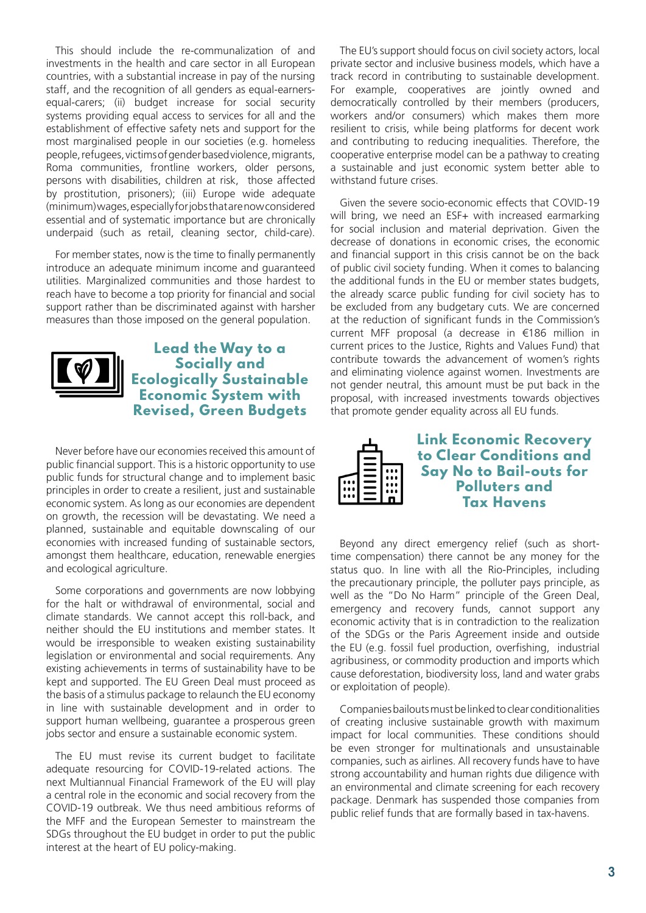This should include the re-communalization of and investments in the health and care sector in all European countries, with a substantial increase in pay of the nursing staff, and the recognition of all genders as equal-earners-equal-carers; (ii) budget increase for social security systems providing equal access to services for all and the establishment of effective safety nets and support for the most marginalised people in our societies (e.g. homeless people, refugees, victims of gender based violence, migrants, Roma communities, frontline workers, older persons, persons with disabilities, children at risk, those affected by prostitution, prisoners); (iii) Europe wide adequate (minimum) wages, especially for jobs that are now considered essential and of systematic importance but are chronically underpaid (such as retail, cleaning sector, child-care).

For member states, now is the time to finally permanently introduce an adequate minimum income and guaranteed utilities. Marginalized communities and those hardest to reach have to become a top priority for financial and social support rather than be discriminated against with harsher measures than those imposed on the general population.

## Lead the Way to a Socially and Ecologically Sustainable Economic System with Revised, Green Budgets

Never before have our economies received this amount of public financial support. This is a historic opportunity to use public funds for structural change and to implement basic principles in order to create a resilient, just and sustainable economic system. As long as our economies are dependent on growth, the recession will be devastating. We need a planned, sustainable and equitable downscaling of our economies with increased funding of sustainable sectors, amongst them healthcare, education, renewable energies and ecological agriculture.

Some corporations and governments are now lobbying for the halt or withdrawal of environmental, social and climate standards. We cannot accept this roll-back, and neither should the EU institutions and member states. It would be irresponsible to weaken existing sustainability legislation or environmental and social requirements. Any existing achievements in terms of sustainability have to be kept and supported. The EU Green Deal must proceed as the basis of a stimulus package to relaunch the EU economy in line with sustainable development and in order to support human wellbeing, guarantee a prosperous green jobs sector and ensure a sustainable economic system.

The EU must revise its current budget to facilitate adequate resourcing for COVID-19-related actions. The next Multiannual Financial Framework of the EU will play a central role in the economic and social recovery from the COVID-19 outbreak. We thus need ambitious reforms of the MFF and the European Semester to mainstream the SDGs throughout the EU budget in order to put the public interest at the heart of EU policy-making.

The EU's support should focus on civil society actors, local private sector and inclusive business models, which have a track record in contributing to sustainable development. For example, cooperatives are jointly owned and democratically controlled by their members (producers, workers and/or consumers) which makes them more resilient to crisis, while being platforms for decent work and contributing to reducing inequalities. Therefore, the cooperative enterprise model can be a pathway to creating a sustainable and just economic system better able to withstand future crises.

Given the severe socio-economic effects that COVID-19 will bring, we need an ESF+ with increased earmarking for social inclusion and material deprivation. Given the decrease of donations in economic crises, the economic and financial support in this crisis cannot be on the back of public civil society funding. When it comes to balancing the additional funds in the EU or member states budgets, the already scarce public funding for civil society has to be excluded from any budgetary cuts. We are concerned at the reduction of significant funds in the Commission's current MFF proposal (a decrease in €186 million in current prices to the Justice, Rights and Values Fund) that contribute towards the advancement of women's rights and eliminating violence against women. Investments are not gender neutral, this amount must be put back in the proposal, with increased investments towards objectives that promote gender equality across all EU funds.

## Link Economic Recovery to Clear Conditions and Say No to Bail-outs for Polluters and Tax Havens

Beyond any direct emergency relief (such as short-time compensation) there cannot be any money for the status quo. In line with all the Rio-Principles, including the precautionary principle, the polluter pays principle, as well as the "Do No Harm" principle of the Green Deal, emergency and recovery funds, cannot support any economic activity that is in contradiction to the realization of the SDGs or the Paris Agreement inside and outside the EU (e.g. fossil fuel production, overfishing, industrial agribusiness, or commodity production and imports which cause deforestation, biodiversity loss, land and water grabs or exploitation of people).

Companies bailouts must be linked to clear conditionalities of creating inclusive sustainable growth with maximum impact for local communities. These conditions should be even stronger for multinationals and unsustainable companies, such as airlines. All recovery funds have to have strong accountability and human rights due diligence with an environmental and climate screening for each recovery package. Denmark has suspended those companies from public relief funds that are formally based in tax-havens.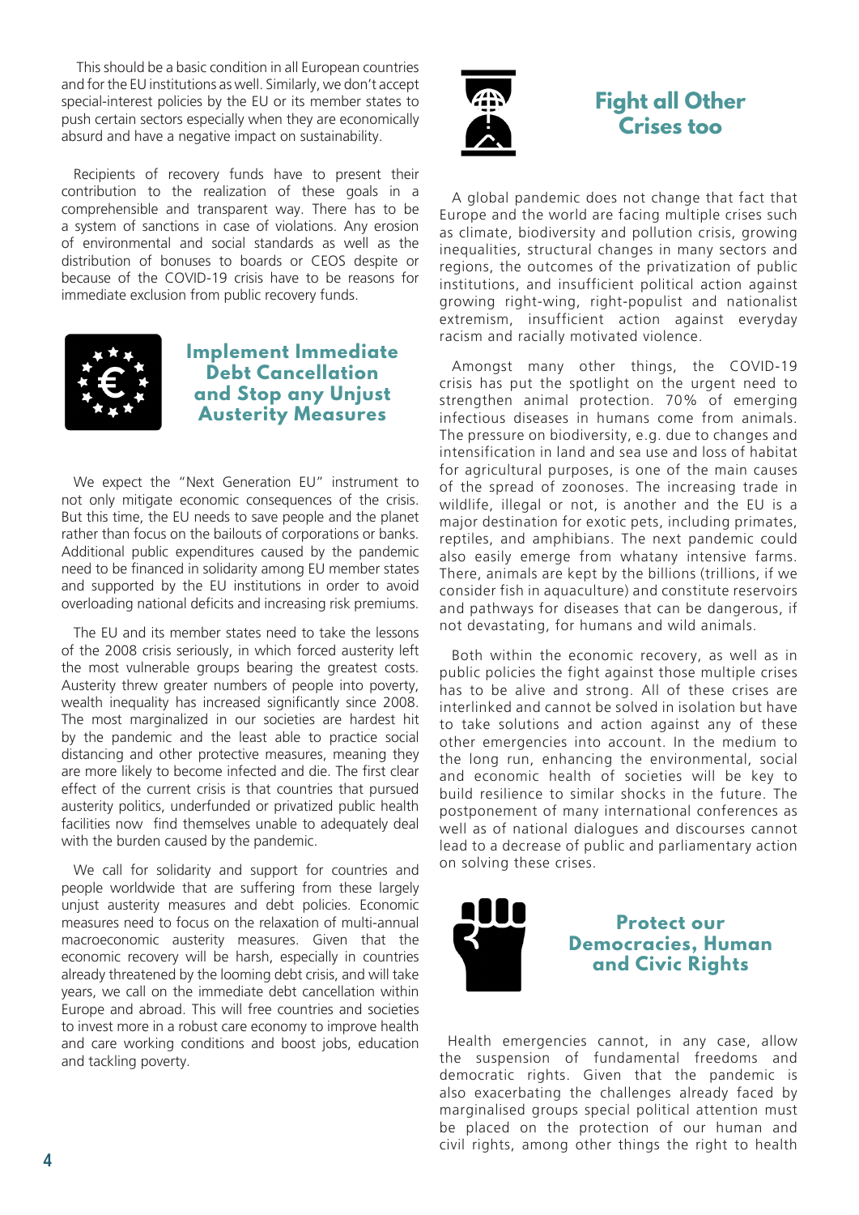This should be a basic condition in all European countries and for the EU institutions as well. Similarly, we don't accept special-interest policies by the EU or its member states to push certain sectors especially when they are economically absurd and have a negative impact on sustainability.

Recipients of recovery funds have to present their contribution to the realization of these goals in a comprehensible and transparent way. There has to be a system of sanctions in case of violations. Any erosion of environmental and social standards as well as the distribution of bonuses to boards or CEOS despite or because of the COVID-19 crisis have to be reasons for immediate exclusion from public recovery funds.

## Implement Immediate Debt Cancellation and Stop any Unjust Austerity Measures

We expect the "Next Generation EU" instrument to not only mitigate economic consequences of the crisis. But this time, the EU needs to save people and the planet rather than focus on the bailouts of corporations or banks. Additional public expenditures caused by the pandemic need to be financed in solidarity among EU member states and supported by the EU institutions in order to avoid overloading national deficits and increasing risk premiums.

The EU and its member states need to take the lessons of the 2008 crisis seriously, in which forced austerity left the most vulnerable groups bearing the greatest costs. Austerity threw greater numbers of people into poverty, wealth inequality has increased significantly since 2008. The most marginalized in our societies are hardest hit by the pandemic and the least able to practice social distancing and other protective measures, meaning they are more likely to become infected and die. The first clear effect of the current crisis is that countries that pursued austerity politics, underfunded or privatized public health facilities now find themselves unable to adequately deal with the burden caused by the pandemic.

We call for solidarity and support for countries and people worldwide that are suffering from these largely unjust austerity measures and debt policies. Economic measures need to focus on the relaxation of multi-annual macroeconomic austerity measures. Given that the economic recovery will be harsh, especially in countries already threatened by the looming debt crisis, and will take years, we call on the immediate debt cancellation within Europe and abroad. This will free countries and societies to invest more in a robust care economy to improve health and care working conditions and boost jobs, education and tackling poverty.

## Fight all Other Crises too

A global pandemic does not change that fact that Europe and the world are facing multiple crises such as climate, biodiversity and pollution crisis, growing inequalities, structural changes in many sectors and regions, the outcomes of the privatization of public institutions, and insufficient political action against growing right-wing, right-populist and nationalist extremism, insufficient action against everyday racism and racially motivated violence.

Amongst many other things, the COVID-19 crisis has put the spotlight on the urgent need to strengthen animal protection. 70% of emerging infectious diseases in humans come from animals. The pressure on biodiversity, e.g. due to changes and intensification in land and sea use and loss of habitat for agricultural purposes, is one of the main causes of the spread of zoonoses. The increasing trade in wildlife, illegal or not, is another and the EU is a major destination for exotic pets, including primates, reptiles, and amphibians. The next pandemic could also easily emerge from whatany intensive farms. There, animals are kept by the billions (trillions, if we consider fish in aquaculture) and constitute reservoirs and pathways for diseases that can be dangerous, if not devastating, for humans and wild animals.

Both within the economic recovery, as well as in public policies the fight against those multiple crises has to be alive and strong. All of these crises are interlinked and cannot be solved in isolation but have to take solutions and action against any of these other emergencies into account. In the medium to the long run, enhancing the environmental, social and economic health of societies will be key to build resilience to similar shocks in the future. The postponement of many international conferences as well as of national dialogues and discourses cannot lead to a decrease of public and parliamentary action on solving these crises.

## Protect our Democracies, Human and Civic Rights

Health emergencies cannot, in any case, allow the suspension of fundamental freedoms and democratic rights. Given that the pandemic is also exacerbating the challenges already faced by marginalised groups special political attention must be placed on the protection of our human and civil rights, among other things the right to health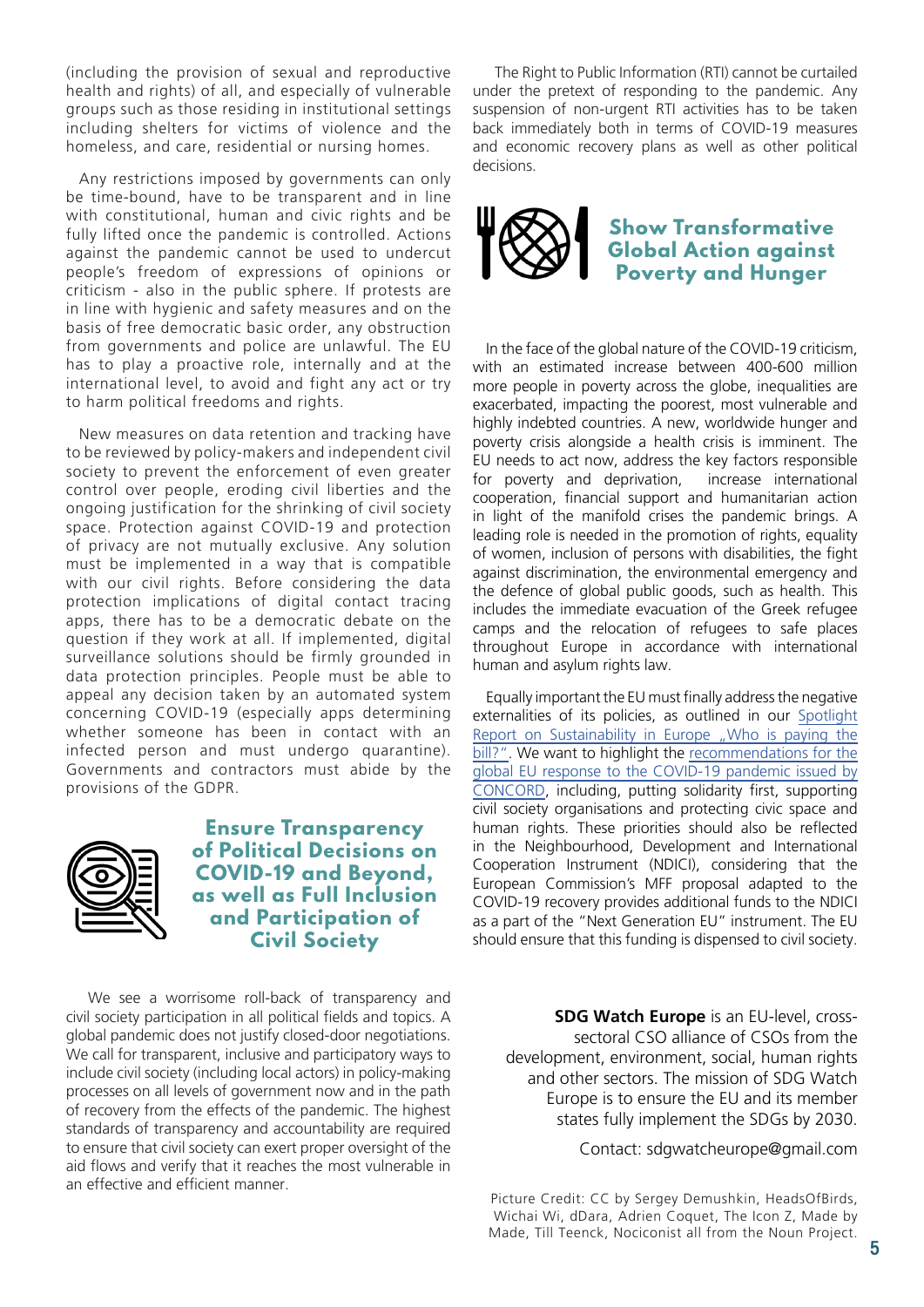(including the provision of sexual and reproductive health and rights) of all, and especially of vulnerable groups such as those residing in institutional settings including shelters for victims of violence and the homeless, and care, residential or nursing homes.

Any restrictions imposed by governments can only be time-bound, have to be transparent and in line with constitutional, human and civic rights and be fully lifted once the pandemic is controlled. Actions against the pandemic cannot be used to undercut people's freedom of expressions of opinions or criticism - also in the public sphere. If protests are in line with hygienic and safety measures and on the basis of free democratic basic order, any obstruction from governments and police are unlawful. The EU has to play a proactive role, internally and at the international level, to avoid and fight any act or try to harm political freedoms and rights.

New measures on data retention and tracking have to be reviewed by policy-makers and independent civil society to prevent the enforcement of even greater control over people, eroding civil liberties and the ongoing justification for the shrinking of civil society space. Protection against COVID-19 and protection of privacy are not mutually exclusive. Any solution must be implemented in a way that is compatible with our civil rights. Before considering the data protection implications of digital contact tracing apps, there has to be a democratic debate on the question if they work at all. If implemented, digital surveillance solutions should be firmly grounded in data protection principles. People must be able to appeal any decision taken by an automated system concerning COVID-19 (especially apps determining whether someone has been in contact with an infected person and must undergo quarantine). Governments and contractors must abide by the provisions of the GDPR.

## Ensure Transparency of Political Decisions on COVID-19 and Beyond, as well as Full Inclusion and Participation of Civil Society

We see a worrisome roll-back of transparency and civil society participation in all political fields and topics. A global pandemic does not justify closed-door negotiations. We call for transparent, inclusive and participatory ways to include civil society (including local actors) in policy-making processes on all levels of government now and in the path of recovery from the effects of the pandemic. The highest standards of transparency and accountability are required to ensure that civil society can exert proper oversight of the aid flows and verify that it reaches the most vulnerable in an effective and efficient manner.

The Right to Public Information (RTI) cannot be curtailed under the pretext of responding to the pandemic. Any suspension of non-urgent RTI activities has to be taken back immediately both in terms of COVID-19 measures and economic recovery plans as well as other political decisions.

## Show Transformative Global Action against Poverty and Hunger

In the face of the global nature of the COVID-19 criticism, with an estimated increase between 400-600 million more people in poverty across the globe, inequalities are exacerbated, impacting the poorest, most vulnerable and highly indebted countries. A new, worldwide hunger and poverty crisis alongside a health crisis is imminent. The EU needs to act now, address the key factors responsible for poverty and deprivation, increase international cooperation, financial support and humanitarian action in light of the manifold crises the pandemic brings. A leading role is needed in the promotion of rights, equality of women, inclusion of persons with disabilities, the fight against discrimination, the environmental emergency and the defence of global public goods, such as health. This includes the immediate evacuation of the Greek refugee camps and the relocation of refugees to safe places throughout Europe in accordance with international human and asylum rights law.

Equally important the EU must finally address the negative externalities of its policies, as outlined in our Spotlight Report on Sustainability in Europe „Who is paying the bill?". We want to highlight the recommendations for the global EU response to the COVID-19 pandemic issued by CONCORD, including, putting solidarity first, supporting civil society organisations and protecting civic space and human rights. These priorities should also be reflected in the Neighbourhood, Development and International Cooperation Instrument (NDICI), considering that the European Commission's MFF proposal adapted to the COVID-19 recovery provides additional funds to the NDICI as a part of the "Next Generation EU" instrument. The EU should ensure that this funding is dispensed to civil society.

**SDG Watch Europe** is an EU-level, cross-sectoral CSO alliance of CSOs from the development, environment, social, human rights and other sectors. The mission of SDG Watch Europe is to ensure the EU and its member states fully implement the SDGs by 2030.

Contact: sdgwatcheurope@gmail.com

Picture Credit: CC by Sergey Demushkin, HeadsOfBirds, Wichai Wi, dDara, Adrien Coquet, The Icon Z, Made by Made, Till Teenck, Nociconist all from the Noun Project.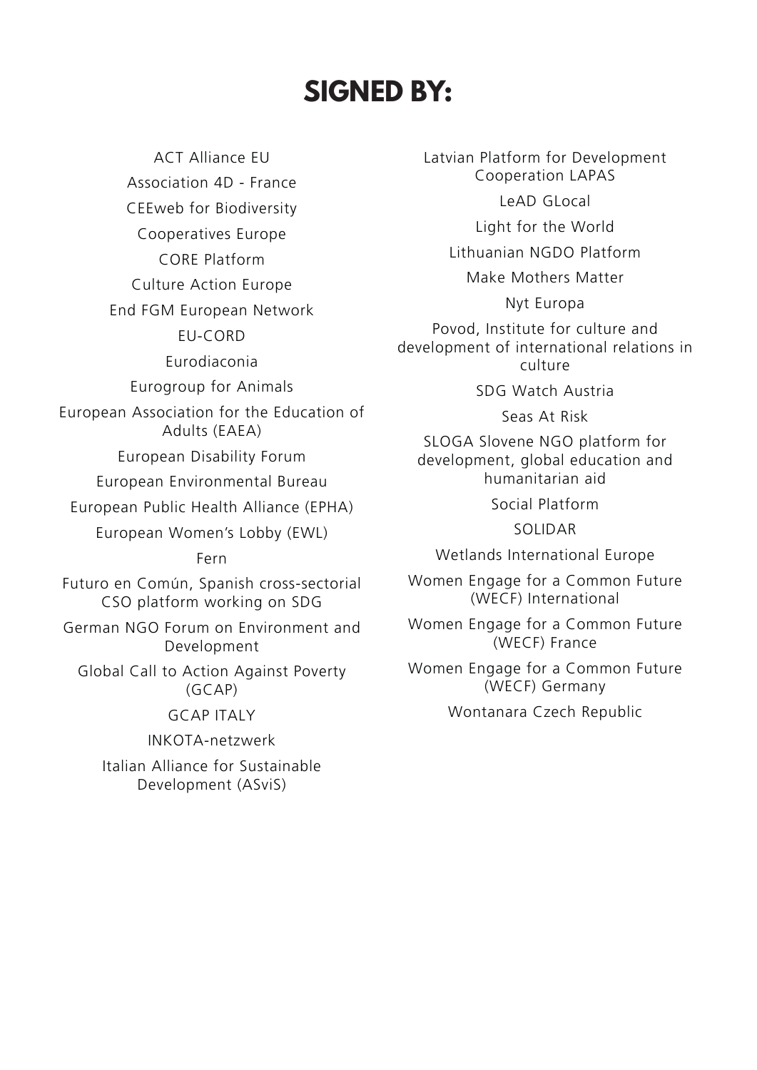# SIGNED BY:

ACT Alliance EU

Association 4D - France

CEEweb for Biodiversity

Cooperatives Europe

CORE Platform

Culture Action Europe

End FGM European Network

EU-CORD

Eurodiaconia

Eurogroup for Animals

European Association for the Education of Adults (EAEA)

European Disability Forum

European Environmental Bureau

European Public Health Alliance (EPHA)

European Women's Lobby (EWL)

Fern

Futuro en Común, Spanish cross-sectorial CSO platform working on SDG

German NGO Forum on Environment and Development

Global Call to Action Against Poverty (GCAP)

GCAP ITALY

INKOTA-netzwerk

Italian Alliance for Sustainable Development (ASviS)

Latvian Platform for Development Cooperation LAPAS

LeAD GLocal

Light for the World

Lithuanian NGDO Platform

Make Mothers Matter

Nyt Europa

Povod, Institute for culture and development of international relations in culture

SDG Watch Austria

Seas At Risk

SLOGA Slovene NGO platform for development, global education and humanitarian aid

Social Platform

SOLIDAR

Wetlands International Europe

Women Engage for a Common Future (WECF) International

Women Engage for a Common Future (WECF) France

Women Engage for a Common Future (WECF) Germany

Wontanara Czech Republic